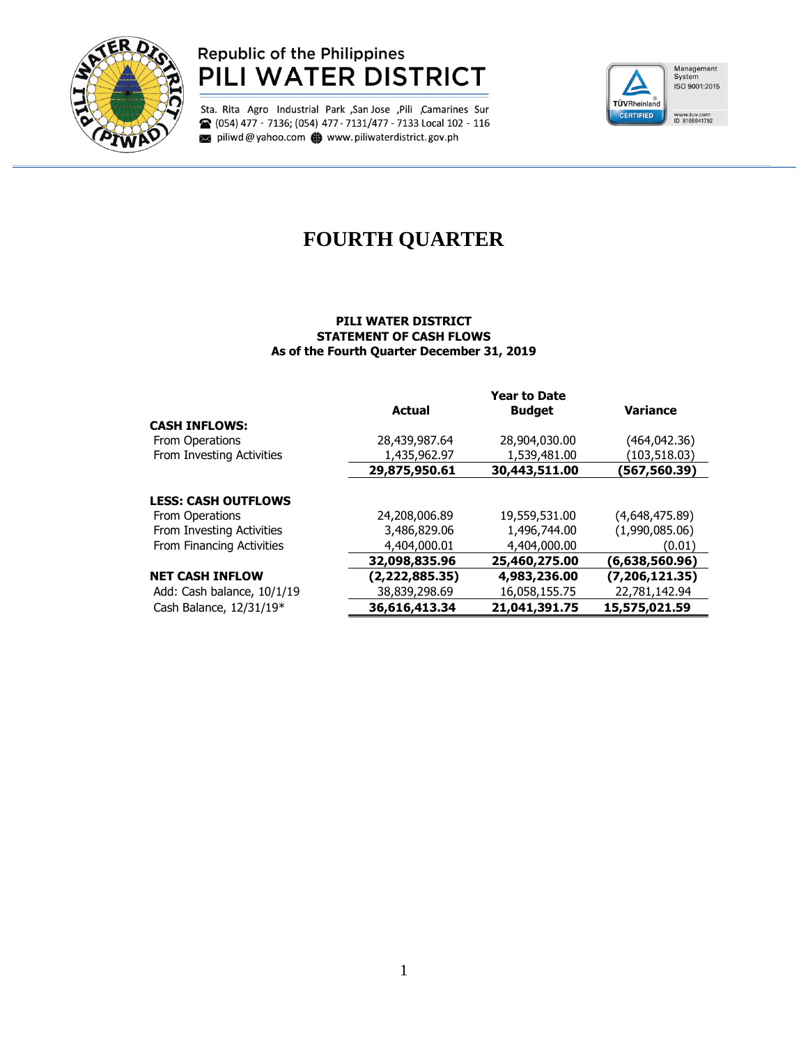Republic of the Philippines

# PILI WATER DISTRICT

Sta. Rita Agro Industrial Park ,San Jose ,Pili ,Camarines Sur
(054) 477 - 7136; (054) 477 - 7131/477 - 7133 Local 102 - 116
piliwd@yahoo.com www.piliwaterdistrict.gov.ph

# FOURTH QUARTER

**PILI WATER DISTRICT**
**STATEMENT OF CASH FLOWS**
**As of the Fourth Quarter December 31, 2019**

| | Actual | Year to Date Budget | Variance |
|---|---|---|---|
| **CASH INFLOWS:** | | | |
| From Operations | 28,439,987.64 | 28,904,030.00 | (464,042.36) |
| From Investing Activities | 1,435,962.97 | 1,539,481.00 | (103,518.03) |
| | **29,875,950.61** | **30,443,511.00** | **(567,560.39)** |
| **LESS: CASH OUTFLOWS** | | | |
| From Operations | 24,208,006.89 | 19,559,531.00 | (4,648,475.89) |
| From Investing Activities | 3,486,829.06 | 1,496,744.00 | (1,990,085.06) |
| From Financing Activities | 4,404,000.01 | 4,404,000.00 | (0.01) |
| | **32,098,835.96** | **25,460,275.00** | **(6,638,560.96)** |
| **NET CASH INFLOW** | **(2,222,885.35)** | **4,983,236.00** | **(7,206,121.35)** |
| Add: Cash balance, 10/1/19 | 38,839,298.69 | 16,058,155.75 | 22,781,142.94 |
| Cash Balance, 12/31/19* | **36,616,413.34** | **21,041,391.75** | **15,575,021.59** |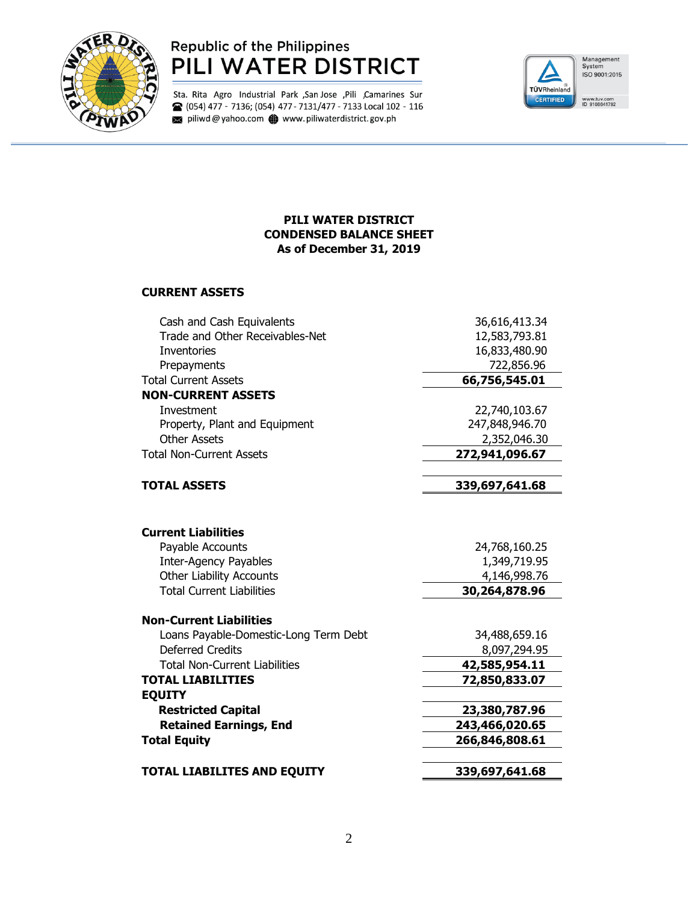Republic of the Philippines
# PILI WATER DISTRICT

Sta. Rita Agro Industrial Park ,San Jose ,Pili ,Camarines Sur
(054) 477 - 7136; (054) 477 - 7131/477 - 7133 Local 102 - 116
piliwd@yahoo.com www.piliwaterdistrict.gov.ph

Management System ISO 9001:2015
TÜVRheinland CERTIFIED
www.tuv.com ID 9108641792

## PILI WATER DISTRICT
## CONDENSED BALANCE SHEET
## As of December 31, 2019

| | |
|---|---|
| **CURRENT ASSETS** | |
| Cash and Cash Equivalents | 36,616,413.34 |
| Trade and Other Receivables-Net | 12,583,793.81 |
| Inventories | 16,833,480.90 |
| Prepayments | 722,856.96 |
| Total Current Assets | **66,756,545.01** |
| **NON-CURRENT ASSETS** | |
| Investment | 22,740,103.67 |
| Property, Plant and Equipment | 247,848,946.70 |
| Other Assets | 2,352,046.30 |
| Total Non-Current Assets | **272,941,096.67** |
| **TOTAL ASSETS** | **339,697,641.68** |
| | |
| **Current Liabilities** | |
| Payable Accounts | 24,768,160.25 |
| Inter-Agency Payables | 1,349,719.95 |
| Other Liability Accounts | 4,146,998.76 |
| Total Current Liabilities | **30,264,878.96** |
| **Non-Current Liabilities** | |
| Loans Payable-Domestic-Long Term Debt | 34,488,659.16 |
| Deferred Credits | 8,097,294.95 |
| Total Non-Current Liabilities | **42,585,954.11** |
| **TOTAL LIABILITIES** | **72,850,833.07** |
| **EQUITY** | |
| **Restricted Capital** | **23,380,787.96** |
| **Retained Earnings, End** | **243,466,020.65** |
| **Total Equity** | **266,846,808.61** |
| **TOTAL LIABILITES AND EQUITY** | **339,697,641.68** |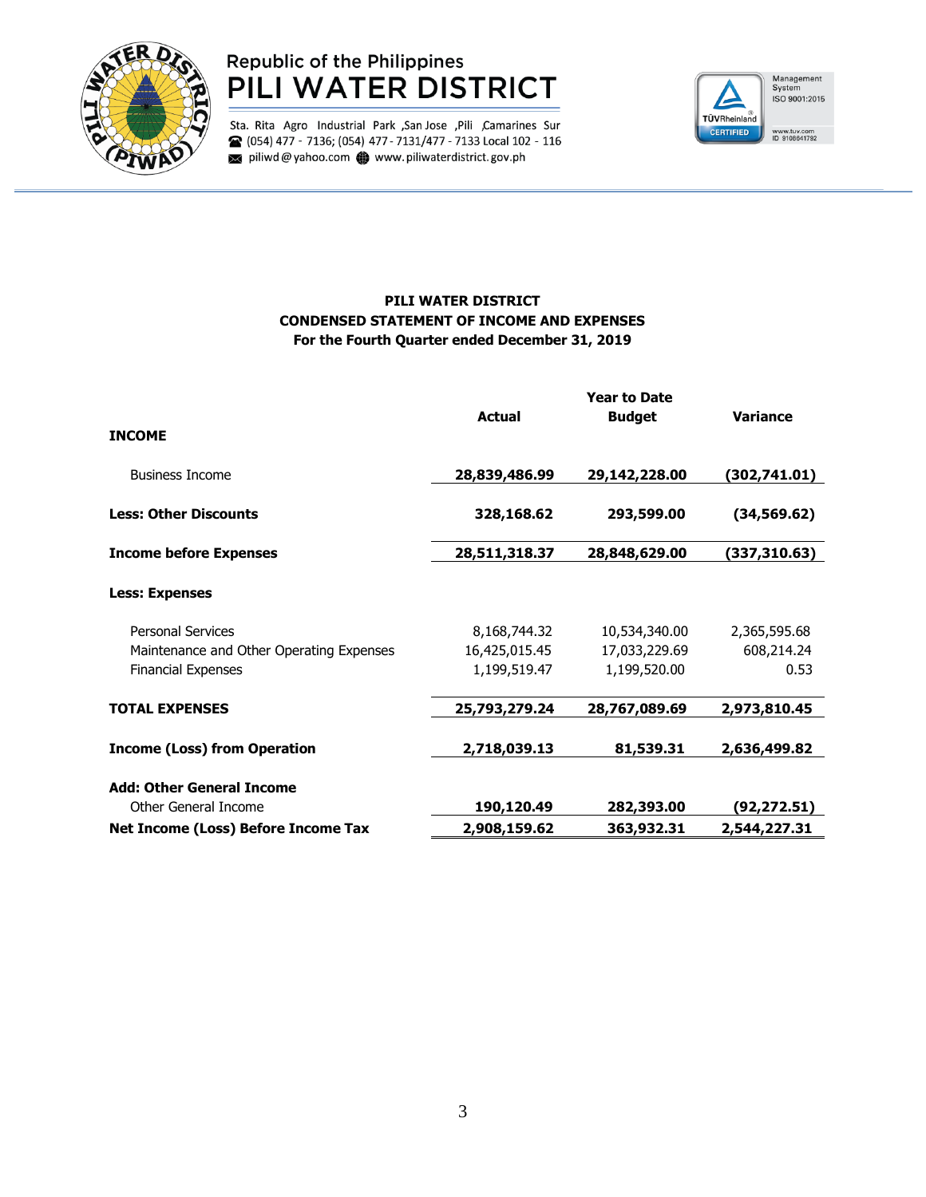Republic of the Philippines
# PILI WATER DISTRICT

Sta. Rita Agro Industrial Park ,San Jose ,Pili ,Camarines Sur
(054) 477 - 7136; (054) 477 - 7131/477 - 7133 Local 102 - 116
piliwd@yahoo.com www.piliwaterdistrict.gov.ph

Management System ISO 9001:2015
TÜVRheinland CERTIFIED
www.tuv.com ID 9108641792

**PILI WATER DISTRICT**
**CONDENSED STATEMENT OF INCOME AND EXPENSES**
**For the Fourth Quarter ended December 31, 2019**

| | | Year to Date | |
|---|---|---|---|
| **INCOME** | **Actual** | **Budget** | **Variance** |
| Business Income | **28,839,486.99** | **29,142,228.00** | **(302,741.01)** |
| **Less: Other Discounts** | **328,168.62** | **293,599.00** | **(34,569.62)** |
| **Income before Expenses** | **28,511,318.37** | **28,848,629.00** | **(337,310.63)** |
| **Less: Expenses** | | | |
| Personal Services | 8,168,744.32 | 10,534,340.00 | 2,365,595.68 |
| Maintenance and Other Operating Expenses | 16,425,015.45 | 17,033,229.69 | 608,214.24 |
| Financial Expenses | 1,199,519.47 | 1,199,520.00 | 0.53 |
| **TOTAL EXPENSES** | **25,793,279.24** | **28,767,089.69** | **2,973,810.45** |
| **Income (Loss) from Operation** | **2,718,039.13** | **81,539.31** | **2,636,499.82** |
| **Add: Other General Income** | | | |
| Other General Income | **190,120.49** | **282,393.00** | **(92,272.51)** |
| **Net Income (Loss) Before Income Tax** | **2,908,159.62** | **363,932.31** | **2,544,227.31** |